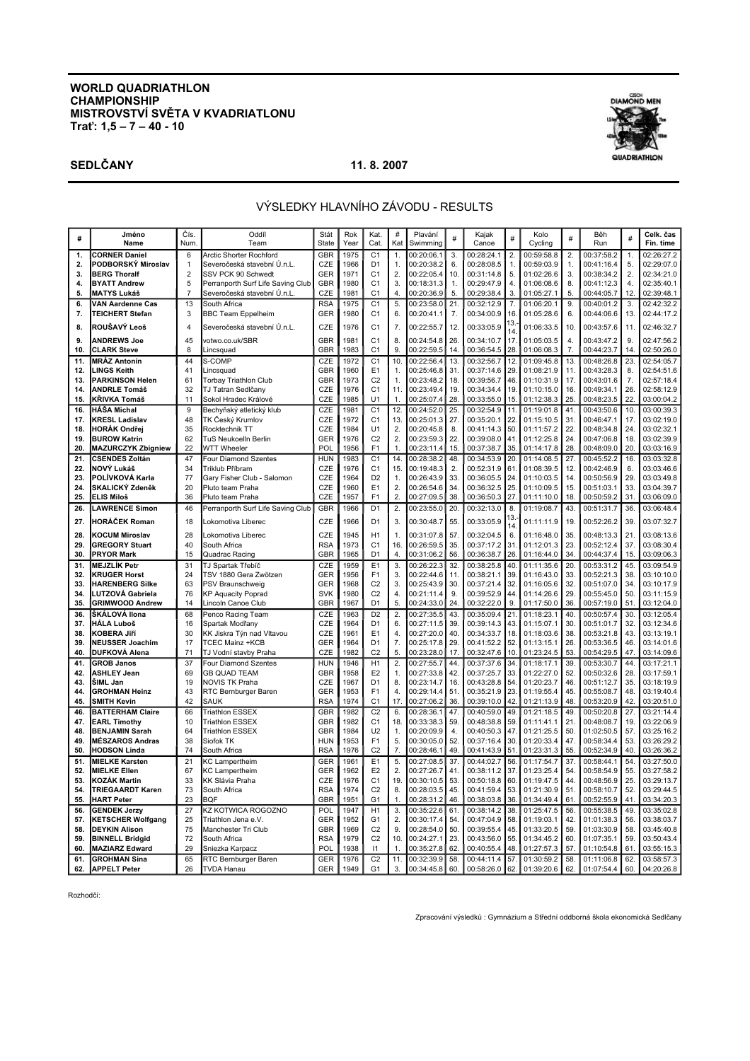**WORLD QUADRIATHLON CHAMPIONSHIP**
**MISTROVSTVÍ SVĚTA V KVADRIATLONU**
**Trať: 1,5 – 7 – 40 - 10**

**SEDLČANY** **11. 8. 2007**

## VÝSLEDKY HLAVNÍHO ZÁVODU - RESULTS

| # | Jméno Name | Čís. Num. | Oddíl Team | Stát State | Rok Year | Kat. Cat. | # Kat | Plavání Swimming | # | Kajak Canoe | # | Kolo Cycling | # | Běh Run | # | Celk. čas Fin. time |
|---|---|---|---|---|---|---|---|---|---|---|---|---|---|---|---|---|
| 1. | **CORNER Daniel** | 6 | Arctic Shorter Rochford | GBR | 1975 | C1 | 1. | 00:20:06.1 | 3. | 00:28:24.1 | 2. | 00:59:58.8 | 2. | 00:37:58.2 | 1. | 02:26:27.2 |
| 2. | **PODBORSKÝ Miroslav** | 1 | Severočeská stavební Ú.n.L. | CZE | 1966 | D1 | 1. | 00:20:38.2 | 6. | 00:28:08.5 | 1. | 00:59:03.9 | 1. | 00:41:16.4 | 5. | 02:29:07.0 |
| 3. | **BERG Thoralf** | 2 | SSV PCK 90 Schwedt | GER | 1971 | C1 | 2. | 00:22:05.4 | 10. | 00:31:14.8 | 5. | 01:02:26.6 | 3. | 00:38:34.2 | 2. | 02:34:21.0 |
| 4. | **BYATT Andrew** | 5 | Perranporth Surf Life Saving Club | GBR | 1980 | C1 | 3. | 00:18:31.3 | 1. | 00:29:47.9 | 4. | 01:06:08.6 | 8. | 00:41:12.3 | 4. | 02:35:40.1 |
| 5. | **MATYS Lukáš** | 7 | Severočeská stavební Ú.n.L. | CZE | 1981 | C1 | 4. | 00:20:36.9 | 5. | 00:29:38.4 | 3. | 01:05:27.1 | 5. | 00:44:05.7 | 12. | 02:39:48.1 |
| 6. | **VAN Aardenne Cas** | 13 | South Africa | RSA | 1975 | C1 | 5. | 00:23:58.0 | 21. | 00:32:12.9 | 7. | 01:06:20.1 | 9. | 00:40:01.2 | 3. | 02:42:32.2 |
| 7. | **TEICHERT Stefan** | 3 | BBC Team Eppelheim | GER | 1980 | C1 | 6. | 00:20:41.1 | 7. | 00:34:00.9 | 16. | 01:05:28.6 | 6. | 00:44:06.6 | 13. | 02:44:17.2 |
| 8. | **ROUŠAVÝ Leoš** | 4 | Severočeská stavební Ú.n.L. | CZE | 1976 | C1 | 7. | 00:22:55.7 | 12. | 00:33:05.9 | 13.-14. | 01:06:33.5 | 10. | 00:43:57.6 | 11. | 02:46:32.7 |
| 9. | **ANDREWS Joe** | 45 | votwo.co.uk/SBR | GBR | 1981 | C1 | 8. | 00:24:54.8 | 26. | 00:34:10.7 | 17. | 01:05:03.5 | 4. | 00:43:47.2 | 9. | 02:47:56.2 |
| 10. | **CLARK Steve** | 8 | Lincsquad | GBR | 1983 | C1 | 9. | 00:22:59.5 | 14. | 00:36:54.5 | 28. | 01:06:08.3 | 7. | 00:44:23.7 | 14. | 02:50:26.0 |
| 11. | **MRÁZ Antonín** | 44 | S-COMP | CZE | 1972 | C1 | 10. | 00:22:56.4 | 13. | 00:32:56.7 | 12. | 01:09:45.8 | 13. | 00:48:26.8 | 23. | 02:54:05.7 |
| 12. | **LINGS Keith** | 41 | Lincsquad | GBR | 1960 | E1 | 1. | 00:25:46.8 | 31. | 00:37:14.6 | 29. | 01:08:21.9 | 11. | 00:43:28.3 | 8. | 02:54:51.6 |
| 13. | **PARKINSON Helen** | 61 | Torbay Triathlon Club | GBR | 1973 | C2 | 1. | 00:23:48.2 | 18. | 00:39:56.7 | 46. | 01:10:31.9 | 17. | 00:43:01.6 | 7. | 02:57:18.4 |
| 14. | **ANDRLE Tomáš** | 32 | TJ Tatran Sedlčany | CZE | 1976 | C1 | 11. | 00:23:49.4 | 19. | 00:34:34.4 | 19. | 01:10:15.0 | 16. | 00:49:34.1 | 26. | 02:58:12.9 |
| 15. | **KŘIVKA Tomáš** | 11 | Sokol Hradec Králové | CZE | 1985 | U1 | 1. | 00:25:07.4 | 28. | 00:33:55.0 | 15. | 01:12:38.3 | 25. | 00:48:23.5 | 22. | 03:00:04.2 |
| 16. | **HÁŠA Michal** | 9 | Bechyňský atletický klub | CZE | 1981 | C1 | 12. | 00:24:52.0 | 25. | 00:32:54.9 | 11. | 01:19:01.8 | 41. | 00:43:50.6 | 10. | 03:00:39.3 |
| 17. | **KRESL Ladislav** | 48 | TK Český Krumlov | CZE | 1972 | C1 | 13. | 00:25:01.3 | 27. | 00:35:20.1 | 22. | 01:15:10.5 | 31. | 00:46:47.1 | 17. | 03:02:19.0 |
| 18. | **HORÁK Ondřej** | 35 | Rocktechnik TT | CZE | 1984 | U1 | 2. | 00:20:45.8 | 8. | 00:41:14.3 | 50. | 01:11:57.2 | 22. | 00:48:34.8 | 24. | 03:02:32.1 |
| 19. | **BUROW Katrin** | 62 | TuS Neukoelln Berlin | GER | 1976 | C2 | 2. | 00:23:59.3 | 22. | 00:39:08.0 | 41. | 01:12:25.8 | 24. | 00:47:06.8 | 18. | 03:02:39.9 |
| 20. | **MAZURCZYK Zbigniew** | 22 | WTT Wheeler | POL | 1956 | F1 | 1. | 00:23:11.4 | 15. | 00:37:38.7 | 35. | 01:14:17.8 | 28. | 00:48:09.0 | 20. | 03:03:16.9 |
| 21. | **CSENDES Zoltán** | 47 | Four Diamond Szentes | HUN | 1983 | C1 | 14. | 00:28:38.2 | 48. | 00:34:53.9 | 20. | 01:14:08.5 | 27. | 00:45:52.2 | 16. | 03:03:32.8 |
| 22. | **NOVÝ Lukáš** | 34 | Triklub Příbram | CZE | 1976 | C1 | 15. | 00:19:48.3 | 2. | 00:52:31.9 | 61. | 01:08:39.5 | 12. | 00:42:46.9 | 6. | 03:03:46.6 |
| 23. | **POLÍVKOVÁ Karla** | 77 | Gary Fisher Club - Salomon | CZE | 1964 | D2 | 1. | 00:26:43.9 | 33. | 00:36:05.5 | 24. | 01:10:03.5 | 14. | 00:50:56.9 | 29. | 03:03:49.8 |
| 24. | **SKALICKÝ Zdeněk** | 20 | Pluto team Praha | CZE | 1960 | E1 | 2. | 00:26:54.6 | 34. | 00:36:32.5 | 25. | 01:10:09.5 | 15. | 00:51:03.1 | 33. | 03:04:39.7 |
| 25. | **ELIS Miloš** | 36 | Pluto team Praha | CZE | 1957 | F1 | 2. | 00:27:09.5 | 38. | 00:36:50.3 | 27. | 01:11:10.0 | 18. | 00:50:59.2 | 31. | 03:06:09.0 |
| 26. | **LAWRENCE Simon** | 46 | Perranporth Surf Life Saving Club | GBR | 1966 | D1 | 2. | 00:23:55.0 | 20. | 00:32:13.0 | 8. | 01:19:08.7 | 43. | 00:51:31.7 | 36. | 03:06:48.4 |
| 27. | **HORÁČEK Roman** | 18 | Lokomotiva Liberec | CZE | 1966 | D1 | 3. | 00:30:48.7 | 55. | 00:33:05.9 | 13.-14. | 01:11:11.9 | 19. | 00:52:26.2 | 39. | 03:07:32.7 |
| 28. | **KOCUM Miroslav** | 28 | Lokomotiva Liberec | CZE | 1945 | H1 | 1. | 00:31:07.8 | 57. | 00:32:04.5 | 6. | 01:16:48.0 | 35. | 00:48:13.3 | 21. | 03:08:13.6 |
| 29. | **GREGORY Stuart** | 40 | South Africa | RSA | 1973 | C1 | 16. | 00:26:59.5 | 35. | 00:37:17.2 | 31. | 01:12:01.3 | 23. | 00:52:12.4 | 37. | 03:08:30.4 |
| 30. | **PRYOR Mark** | 15 | Quadrac Racing | GBR | 1965 | D1 | 4. | 00:31:06.2 | 56. | 00:36:38.7 | 26. | 01:16:44.0 | 34. | 00:44:37.4 | 15. | 03:09:06.3 |
| 31. | **MEJZLÍK Petr** | 31 | TJ Spartak Třebíč | CZE | 1959 | E1 | 3. | 00:26:22.3 | 32. | 00:38:25.8 | 40. | 01:11:35.6 | 20. | 00:53:31.2 | 45. | 03:09:54.9 |
| 32. | **KRUGER Horst** | 24 | TSV 1880 Gera Zwötzen | GER | 1956 | F1 | 3. | 00:22:44.6 | 11. | 00:38:21.1 | 39. | 01:16:43.0 | 33. | 00:52:21.3 | 38. | 03:10:10.0 |
| 33. | **HARENBERG Silke** | 63 | PSV Braunschweig | GER | 1968 | C2 | 3. | 00:25:43.9 | 30. | 00:37:21.4 | 32. | 01:16:05.6 | 32. | 00:51:07.0 | 34. | 03:10:17.9 |
| 34. | **LUTZOVÁ Gabriela** | 76 | KP Aquacity Poprad | SVK | 1980 | C2 | 4. | 00:21:11.4 | 9. | 00:39:52.9 | 44. | 01:14:26.6 | 29. | 00:55:45.0 | 50. | 03:11:15.9 |
| 35. | **GRIMWOOD Andrew** | 14 | Lincoln Canoe Club | GBR | 1967 | D1 | 5. | 00:24:33.0 | 24. | 00:32:22.0 | 9. | 01:17:50.0 | 36. | 00:57:19.0 | 51. | 03:12:04.0 |
| 36. | **ŠKÁLOVÁ Ilona** | 68 | Penco Racing Team | CZE | 1963 | D2 | 2. | 00:27:35.5 | 43. | 00:35:09.4 | 21. | 01:18:23.1 | 40. | 00:50:57.4 | 30. | 03:12:05.4 |
| 37. | **HÁLA Luboš** | 16 | Spartak Modřany | CZE | 1964 | D1 | 6. | 00:27:11.5 | 39. | 00:39:14.3 | 43. | 01:15:07.1 | 30. | 00:51:01.7 | 32. | 03:12:34.6 |
| 38. | **KOBERA Jiří** | 30 | KK Jiskra Týn nad Vltavou | CZE | 1961 | E1 | 4. | 00:27:20.0 | 40. | 00:34:33.7 | 18. | 01:18:03.6 | 38. | 00:53:21.8 | 43. | 03:13:19.1 |
| 39. | **NEUSSER Joachim** | 17 | TCEC Mainz +KCB | GER | 1964 | D1 | 7. | 00:25:17.8 | 29. | 00:41:52.2 | 52. | 01:13:15.1 | 26. | 00:53:36.5 | 46. | 03:14:01.6 |
| 40. | **DUFKOVÁ Alena** | 71 | TJ Vodní stavby Praha | CZE | 1982 | C2 | 5. | 00:23:28.0 | 17. | 00:32:47.6 | 10. | 01:23:24.5 | 53. | 00:54:29.5 | 47. | 03:14:09.6 |
| 41. | **GROB Janos** | 37 | Four Diamond Szentes | HUN | 1946 | H1 | 2. | 00:27:55.7 | 44. | 00:37:37.6 | 34. | 01:18:17.1 | 39. | 00:53:30.7 | 44. | 03:17:21.1 |
| 42. | **ASHLEY Jean** | 69 | GB QUAD TEAM | GBR | 1958 | E2 | 1. | 00:27:33.8 | 42. | 00:37:25.7 | 33. | 01:22:27.0 | 52. | 00:50:32.6 | 28. | 03:17:59.1 |
| 43. | **ŠIML Jan** | 19 | NOVIS TK Praha | CZE | 1967 | D1 | 8. | 00:23:14.7 | 16. | 00:43:28.8 | 54. | 01:20:23.7 | 46. | 00:51:12.7 | 35. | 03:18:19.9 |
| 44. | **GROHMAN Heinz** | 43 | RTC Bernburger Baren | GER | 1953 | F1 | 4. | 00:29:14.4 | 51. | 00:35:21.9 | 23. | 01:19:55.4 | 45. | 00:55:08.7 | 48. | 03:19:40.4 |
| 45. | **SMITH Kevin** | 42 | SAUK | RSA | 1974 | C1 | 17. | 00:27:06.2 | 36. | 00:39:10.0 | 42. | 01:21:13.9 | 48. | 00:53:20.9 | 42. | 03:20:51.0 |
| 46. | **BATTERHAM Claire** | 66 | Triathlon ESSEX | GBR | 1982 | C2 | 6. | 00:28:36.1 | 47. | 00:40:59.0 | 49. | 01:21:18.5 | 49. | 00:50:20.8 | 27. | 03:21:14.4 |
| 47. | **EARL Timothy** | 10 | Triathlon ESSEX | GBR | 1982 | C1 | 18. | 00:33:38.3 | 59. | 00:48:38.8 | 59. | 01:11:41.1 | 21. | 00:48:08.7 | 19. | 03:22:06.9 |
| 48. | **BENJAMIN Sarah** | 64 | Triathlon ESSEX | GBR | 1984 | U2 | 1. | 00:20:09.9 | 4. | 00:40:50.3 | 47. | 01:21:25.5 | 50. | 01:02:50.5 | 57. | 03:25:16.2 |
| 49. | **MÉSZAROS Andras** | 38 | Siofok TK | HUN | 1953 | F1 | 5. | 00:30:05.0 | 52. | 00:37:16.4 | 30. | 01:20:33.4 | 47. | 00:58:34.4 | 53. | 03:26:29.2 |
| 50. | **HODSON Linda** | 74 | South Africa | RSA | 1976 | C2 | 7. | 00:28:46.1 | 49. | 00:41:43.9 | 51. | 01:23:31.3 | 55. | 00:52:34.9 | 40. | 03:26:36.2 |
| 51. | **MIELKE Karsten** | 21 | KC Lampertheim | GER | 1961 | E1 | 5. | 00:27:08.5 | 37. | 00:44:02.7 | 56. | 01:17:54.7 | 37. | 00:58:44.1 | 54. | 03:27:50.0 |
| 52. | **MIELKE Ellen** | 67 | KC Lampertheim | GER | 1962 | E2 | 2. | 00:27:26.7 | 41. | 00:38:11.2 | 37. | 01:23:25.4 | 54. | 00:58:54.9 | 55. | 03:27:58.2 |
| 53. | **KOZÁK Martin** | 33 | KK Slávia Praha | CZE | 1976 | C1 | 19. | 00:30:10.5 | 53. | 00:50:18.8 | 60. | 01:19:47.5 | 44. | 00:48:56.9 | 25. | 03:29:13.7 |
| 54. | **TRIEGAARDT Karen** | 73 | South Africa | RSA | 1974 | C2 | 8. | 00:28:03.5 | 45. | 00:41:59.4 | 53. | 01:21:30.9 | 51. | 00:58:10.7 | 52. | 03:29:44.5 |
| 55. | **HART Peter** | 23 | BQF | GBR | 1951 | G1 | 1. | 00:28:31.2 | 46. | 00:38:03.8 | 36. | 01:34:49.4 | 61. | 00:52:55.9 | 41. | 03:34:20.3 |
| 56. | **GENDEK Jerzy** | 27 | KZ KOTWICA ROGOZNO | POL | 1947 | H1 | 3. | 00:35:22.6 | 61. | 00:38:14.2 | 38. | 01:25:47.5 | 56. | 00:55:38.5 | 49. | 03:35:02.8 |
| 57. | **KETSCHER Wolfgang** | 25 | Triathlon Jena e.V. | GER | 1952 | G1 | 2. | 00:30:17.4 | 54. | 00:47:04.9 | 58. | 01:19:03.1 | 42. | 01:01:38.3 | 56. | 03:38:03.7 |
| 58. | **DEYKIN Alison** | 75 | Manchester Tri Club | GBR | 1969 | C2 | 9. | 00:28:54.0 | 50. | 00:39:55.4 | 45. | 01:33:20.5 | 59. | 01:03:30.9 | 58. | 03:45:40.8 |
| 59. | **BINNELL Bridgid** | 72 | South Africa | RSA | 1979 | C2 | 10. | 00:24:27.1 | 23. | 00:43:56.0 | 55. | 01:34:45.2 | 60. | 01:07:35.1 | 59. | 03:50:43.4 |
| 60. | **MAZIARZ Edward** | 29 | Sniezka Karpacz | POL | 1938 | I1 | 1. | 00:35:27.8 | 62. | 00:40:55.4 | 48. | 01:27:57.3 | 57. | 01:10:54.8 | 61. | 03:55:15.3 |
| 61. | **GROHMAN Sina** | 65 | RTC Bernburger Baren | GER | 1976 | C2 | 11. | 00:32:39.9 | 58. | 00:44:11.4 | 57. | 01:30:59.2 | 58. | 01:11:06.8 | 62. | 03:58:57.3 |
| 62. | **APPELT Peter** | 26 | TVDA Hanau | GER | 1949 | G1 | 3. | 00:34:45.8 | 60. | 00:58:26.0 | 62. | 01:39:20.6 | 62. | 01:07:54.4 | 60. | 04:20:26.8 |

Rozhodčí:

Zpracování výsledků : Gymnázium a Střední odborná škola ekonomická Sedlčany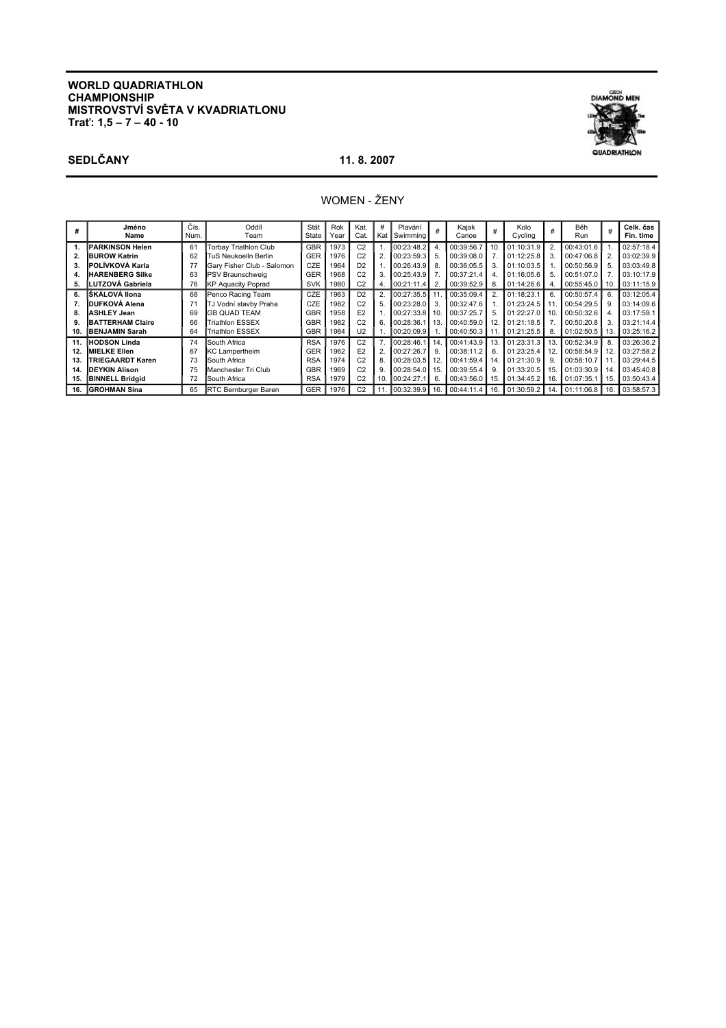# WORLD QUADRIATHLON CHAMPIONSHIP
# MISTROVSTVÍ SVĚTA V KVADRIATLONU
**Trať: 1,5 – 7 – 40 - 10**

**SEDLČANY** **11. 8. 2007**

## WOMEN - ŽENY

| # | Jméno Name | Čís. Num. | Oddíl Team | Stát State | Rok Year | Kat. Cat. | # Kat | Plavání Swimming | # | Kajak Canoe | # | Kolo Cycling | # | Běh Run | # | Celk. čas Fin. time |
|---|---|---|---|---|---|---|---|---|---|---|---|---|---|---|---|---|
| 1. | PARKINSON Helen | 61 | Torbay Triathlon Club | GBR | 1973 | C2 | 1. | 00:23:48.2 | 4. | 00:39:56.7 | 10. | 01:10:31.9 | 2. | 00:43:01.6 | 1. | 02:57:18.4 |
| 2. | BUROW Katrin | 62 | TuS Neukoelln Berlin | GER | 1976 | C2 | 2. | 00:23:59.3 | 5. | 00:39:08.0 | 7. | 01:12:25.8 | 3. | 00:47:06.8 | 2. | 03:02:39.9 |
| 3. | POLÍVKOVÁ Karla | 77 | Gary Fisher Club - Salomon | CZE | 1964 | D2 | 1. | 00:26:43.9 | 8. | 00:36:05.5 | 3. | 01:10:03.5 | 1. | 00:50:56.9 | 5. | 03:03:49.8 |
| 4. | HARENBERG Silke | 63 | PSV Braunschweig | GER | 1968 | C2 | 3. | 00:25:43.9 | 7. | 00:37:21.4 | 4. | 01:16:05.6 | 5. | 00:51:07.0 | 7. | 03:10:17.9 |
| 5. | LUTZOVÁ Gabriela | 76 | KP Aquacity Poprad | SVK | 1980 | C2 | 4. | 00:21:11.4 | 2. | 00:39:52.9 | 8. | 01:14:26.6 | 4. | 00:55:45.0 | 10. | 03:11:15.9 |
| 6. | ŠKÁLOVÁ Ilona | 68 | Penco Racing Team | CZE | 1963 | D2 | 2. | 00:27:35.5 | 11. | 00:35:09.4 | 2. | 01:18:23.1 | 6. | 00:50:57.4 | 6. | 03:12:05.4 |
| 7. | DUFKOVÁ Alena | 71 | TJ Vodní stavby Praha | CZE | 1982 | C2 | 5. | 00:23:28.0 | 3. | 00:32:47.6 | 1. | 01:23:24.5 | 11. | 00:54:29.5 | 9. | 03:14:09.6 |
| 8. | ASHLEY Jean | 69 | GB QUAD TEAM | GBR | 1958 | E2 | 1. | 00:27:33.8 | 10. | 00:37:25.7 | 5. | 01:22:27.0 | 10. | 00:50:32.6 | 4. | 03:17:59.1 |
| 9. | BATTERHAM Claire | 66 | Triathlon ESSEX | GBR | 1982 | C2 | 6. | 00:28:36.1 | 13. | 00:40:59.0 | 12. | 01:21:18.5 | 7. | 00:50:20.8 | 3. | 03:21:14.4 |
| 10. | BENJAMIN Sarah | 64 | Triathlon ESSEX | GBR | 1984 | U2 | 1. | 00:20:09.9 | 1. | 00:40:50.3 | 11. | 01:21:25.5 | 8. | 01:02:50.5 | 13. | 03:25:16.2 |
| 11. | HODSON Linda | 74 | South Africa | RSA | 1976 | C2 | 7. | 00:28:46.1 | 14. | 00:41:43.9 | 13. | 01:23:31.3 | 13. | 00:52:34.9 | 8. | 03:26:36.2 |
| 12. | MIELKE Ellen | 67 | KC Lampertheim | GER | 1962 | E2 | 2. | 00:27:26.7 | 9. | 00:38:11.2 | 6. | 01:23:25.4 | 12. | 00:58:54.9 | 12. | 03:27:58.2 |
| 13. | TRIEGAARDT Karen | 73 | South Africa | RSA | 1974 | C2 | 8. | 00:28:03.5 | 12. | 00:41:59.4 | 14. | 01:21:30.9 | 9. | 00:58:10.7 | 11. | 03:29:44.5 |
| 14. | DEYKIN Alison | 75 | Manchester Tri Club | GBR | 1969 | C2 | 9. | 00:28:54.0 | 15. | 00:39:55.4 | 9. | 01:33:20.5 | 15. | 01:03:30.9 | 14. | 03:45:40.8 |
| 15. | BINNELL Bridgid | 72 | South Africa | RSA | 1979 | C2 | 10. | 00:24:27.1 | 6. | 00:43:56.0 | 15. | 01:34:45.2 | 16. | 01:07:35.1 | 15. | 03:50:43.4 |
| 16. | GROHMAN Sina | 65 | RTC Bernburger Baren | GER | 1976 | C2 | 11. | 00:32:39.9 | 16. | 00:44:11.4 | 16. | 01:30:59.2 | 14. | 01:11:06.8 | 16. | 03:58:57.3 |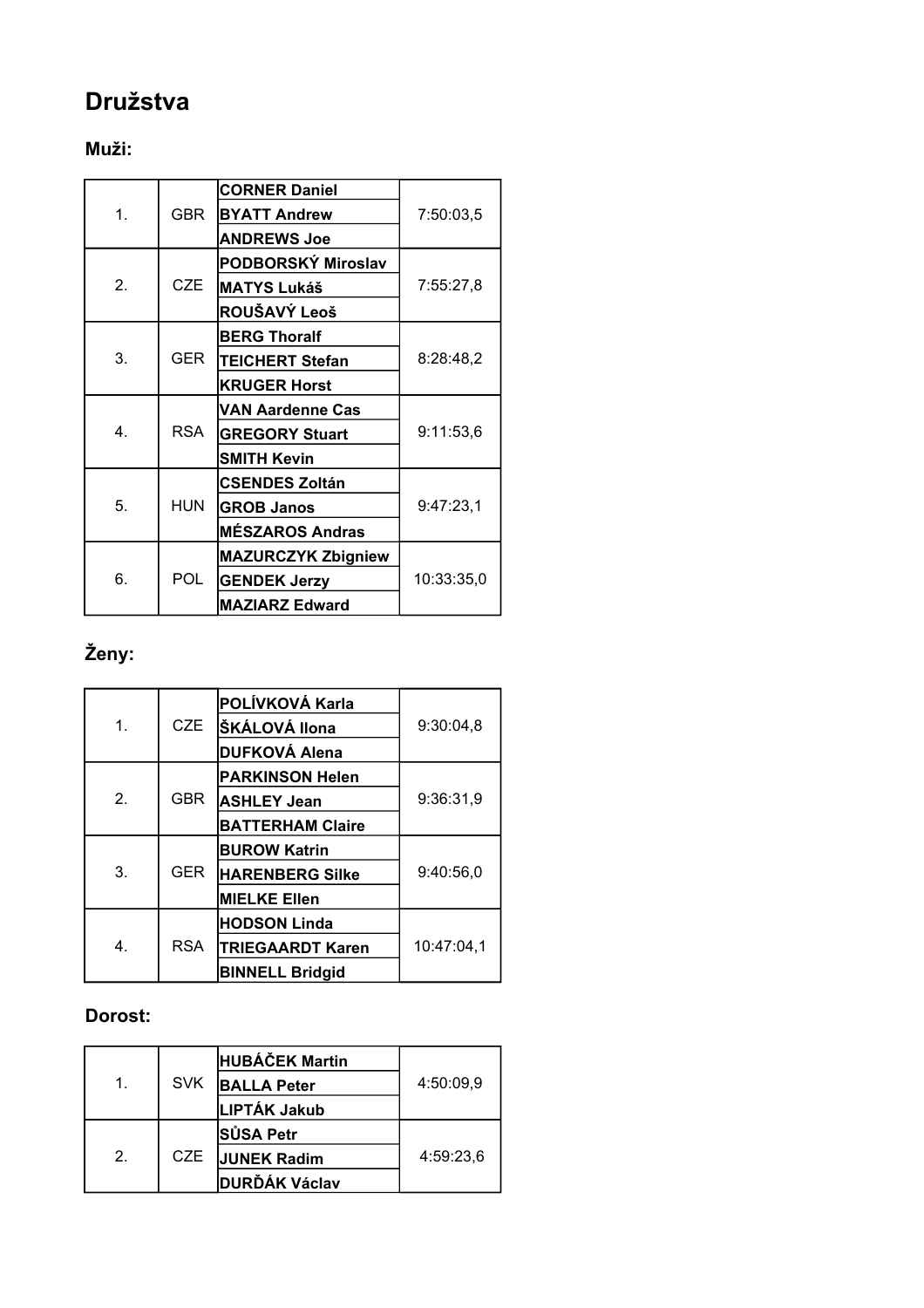# Družstva

## Muži:

| | | | |
|---|---|---|---|
| 1. | GBR | CORNER Daniel | 7:50:03,5 |
| | | BYATT Andrew | |
| | | ANDREWS Joe | |
| 2. | CZE | PODBORSKÝ Miroslav | 7:55:27,8 |
| | | MATYS Lukáš | |
| | | ROUŠAVÝ Leoš | |
| 3. | GER | BERG Thoralf | 8:28:48,2 |
| | | TEICHERT Stefan | |
| | | KRUGER Horst | |
| 4. | RSA | VAN Aardenne Cas | 9:11:53,6 |
| | | GREGORY Stuart | |
| | | SMITH Kevin | |
| 5. | HUN | CSENDES Zoltán | 9:47:23,1 |
| | | GROB Janos | |
| | | MÉSZAROS Andras | |
| 6. | POL | MAZURCZYK Zbigniew | 10:33:35,0 |
| | | GENDEK Jerzy | |
| | | MAZIARZ Edward | |

## Ženy:

| | | | |
|---|---|---|---|
| 1. | CZE | POLÍVKOVÁ Karla | 9:30:04,8 |
| | | ŠKÁLOVÁ Ilona | |
| | | DUFKOVÁ Alena | |
| 2. | GBR | PARKINSON Helen | 9:36:31,9 |
| | | ASHLEY Jean | |
| | | BATTERHAM Claire | |
| 3. | GER | BUROW Katrin | 9:40:56,0 |
| | | HARENBERG Silke | |
| | | MIELKE Ellen | |
| 4. | RSA | HODSON Linda | 10:47:04,1 |
| | | TRIEGAARDT Karen | |
| | | BINNELL Bridgid | |

## Dorost:

| | | | |
|---|---|---|---|
| 1. | SVK | HUBÁČEK Martin | 4:50:09,9 |
| | | BALLA Peter | |
| | | LIPTÁK Jakub | |
| 2. | CZE | SŮSA Petr | 4:59:23,6 |
| | | JUNEK Radim | |
| | | DURĎÁK Václav | |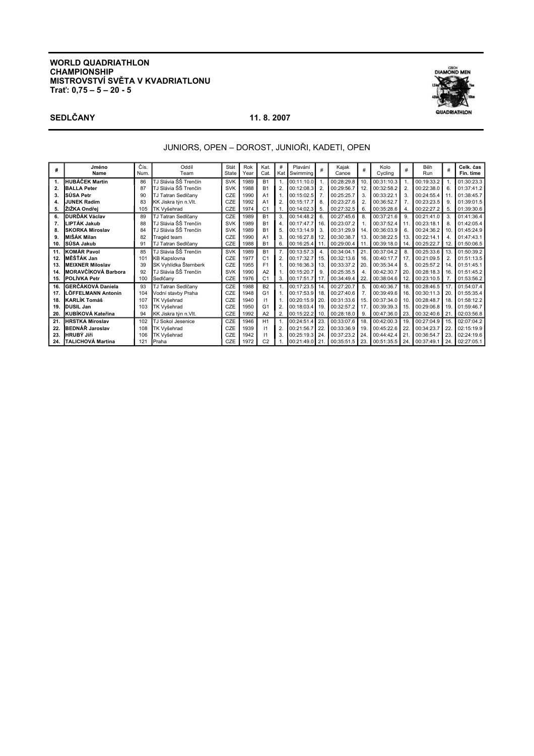**WORLD QUADRIATHLON CHAMPIONSHIP**
**MISTROVSTVÍ SVĚTA V KVADRIATLONU**
**Trať: 0,75 – 5 – 20 - 5**

**SEDLČANY** **11. 8. 2007**

JUNIORS, OPEN – DOROST, JUNIOŘI, KADETI, OPEN

| # | Jméno Name | Čís. Num. | Oddíl Team | Stát State | Rok Year | Kat. Cat. | # Kat | Plavání Swimming | # | Kajak Canoe | # | Kolo Cycling | # | Běh Run | # | Celk. čas Fin. time |
|---|---|---|---|---|---|---|---|---|---|---|---|---|---|---|---|---|
| 1. | **HUBÁČEK Martin** | 86 | TJ Slávia ŠŠ Trenčín | SVK | 1989 | B1 | 1. | 00:11:10.0 | 1. | 00:28:29.8 | 10. | 00:31:10.3 | 1. | 00:19:33.2 | 1. | 01:30:23.3 |
| 2. | **BALLA Peter** | 87 | TJ Slávia ŠŠ Trenčín | SVK | 1988 | B1 | 2. | 00:12:08.3 | 2. | 00:29:56.7 | 12. | 00:32:58.2 | 2. | 00:22:38.0 | 6. | 01:37:41.2 |
| 3. | **SÚSA Petr** | 90 | TJ Tatran Sedlčany | CZE | 1990 | A1 | 1. | 00:15:02.5 | 7. | 00:25:25.7 | 3. | 00:33:22.1 | 3. | 00:24:55.4 | 11. | 01:38:45.7 |
| 4. | **JUNEK Radim** | 83 | KK Jiskra týn n.Vlt. | CZE | 1992 | A1 | 2. | 00:15:17.7 | 8. | 00:23:27.6 | 2. | 00:36:52.7 | 7. | 00:23:23.5 | 9. | 01:39:01.5 |
| 5. | **ŽIŽKA Ondřej** | 105 | TK Vyšehrad | CZE | 1974 | C1 | 1. | 00:14:02.3 | 5. | 00:27:32.5 | 6. | 00:35:28.6 | 4. | 00:22:27.2 | 5. | 01:39:30.6 |
| 6. | **DURĎÁK Václav** | 89 | TJ Tatran Sedlčany | CZE | 1989 | B1 | 3. | 00:14:48.2 | 6. | 00:27:45.6 | 8. | 00:37:21.6 | 9. | 00:21:41.0 | 3. | 01:41:36.4 |
| 7. | **LIPTÁK Jakub** | 88 | TJ Slávia ŠŠ Trenčín | SVK | 1989 | B1 | 4. | 00:17:47.7 | 16. | 00:23:07.2 | 1. | 00:37:52.4 | 11. | 00:23:18.1 | 8. | 01:42:05.4 |
| 8. | **SKORKA Miroslav** | 84 | TJ Slávia ŠŠ Trenčín | SVK | 1989 | B1 | 5. | 00:13:14.9 | 3. | 00:31:29.9 | 14. | 00:36:03.9 | 6. | 00:24:36.2 | 10. | 01:45:24.9 |
| 9. | **MIŠÁK Milan** | 82 | Tragéd team | CZE | 1990 | A1 | 3. | 00:16:27.8 | 12. | 00:30:38.7 | 13. | 00:38:22.5 | 13. | 00:22:14.1 | 4. | 01:47:43.1 |
| 10. | **SÚSA Jakub** | 91 | TJ Tatran Sedlčany | CZE | 1988 | B1 | 6. | 00:16:25.4 | 11. | 00:29:00.4 | 11. | 00:39:18.0 | 14. | 00:25:22.7 | 12. | 01:50:06.5 |
| 11. | **KOMÁR Pavol** | 85 | TJ Slávia ŠŠ Trenčín | SVK | 1989 | B1 | 7. | 00:13:57.3 | 4. | 00:34:04.1 | 21. | 00:37:04.2 | 8. | 00:25:33.6 | 13. | 01:50:39.2 |
| 12. | **MĚŠŤÁK Jan** | 101 | KB Kapslovna | CZE | 1977 | C1 | 2. | 00:17:32.7 | 15. | 00:32:13.6 | 16. | 00:40:17.7 | 17. | 00:21:09.5 | 2. | 01:51:13.5 |
| 13. | **MEIXNER Miloslav** | 39 | SK Vyhlídka Šternberk | CZE | 1955 | F1 | 1. | 00:16:36.3 | 13. | 00:33:37.2 | 20. | 00:35:34.4 | 5. | 00:25:57.2 | 14. | 01:51:45.1 |
| 14. | **MORAVČÍKOVÁ Barbora** | 92 | TJ Slávia ŠŠ Trenčín | SVK | 1990 | A2 | 1. | 00:15:20.7 | 9. | 00:25:35.5 | 4. | 00:42:30.7 | 20. | 00:28:18.3 | 16. | 01:51:45.2 |
| 15. | **POLÍVKA Petr** | 100 | Sedlčany | CZE | 1976 | C1 | 3. | 00:17:51.7 | 17. | 00:34:49.4 | 22. | 00:38:04.6 | 12. | 00:23:10.5 | 7. | 01:53:56.2 |
| 16. | **GERČÁKOVÁ Daniela** | 93 | TJ Tatran Sedlčany | CZE | 1988 | B2 | 1. | 00:17:23.5 | 14. | 00:27:20.7 | 5. | 00:40:36.7 | 18. | 00:28:46.5 | 17. | 01:54:07.4 |
| 17. | **LÖFFELMANN Antonín** | 104 | Vodní stavby Praha | CZE | 1948 | G1 | 1. | 00:17:53.9 | 18. | 00:27:40.6 | 7. | 00:39:49.6 | 16. | 00:30:11.3 | 20. | 01:55:35.4 |
| 18. | **KARLÍK Tomáš** | 107 | TK Vyšehrad | CZE | 1940 | I1 | 1. | 00:20:15.9 | 20. | 00:31:33.6 | 15. | 00:37:34.0 | 10. | 00:28:48.7 | 18. | 01:58:12.2 |
| 19. | **DUSIL Jan** | 103 | TK Vyšehrad | CZE | 1950 | G1 | 2. | 00:18:03.4 | 19. | 00:32:57.2 | 17. | 00:39:39.3 | 15. | 00:29:06.8 | 19. | 01:59:46.7 |
| 20. | **KUBÍKOVÁ Kateřina** | 94 | KK Jiskra týn n.Vlt. | CZE | 1992 | A2 | 2. | 00:15:22.2 | 10. | 00:28:18.0 | 9. | 00:47:36.0 | 23. | 00:32:40.6 | 21. | 02:03:56.8 |
| 21. | **HRSTKA Miroslav** | 102 | TJ Sokol Jesenice | CZE | 1946 | H1 | 1. | 00:24:51.4 | 23. | 00:33:07.6 | 18. | 00:42:00.3 | 19. | 00:27:04.9 | 15. | 02:07:04.2 |
| 22. | **BEDNÁŘ Jaroslav** | 108 | TK Vyšehrad | CZE | 1939 | I1 | 2. | 00:21:56.7 | 22. | 00:33:36.9 | 19. | 00:45:22.6 | 22. | 00:34:23.7 | 22. | 02:15:19.9 |
| 23. | **HRUBÝ Jiří** | 106 | TK Vyšehrad | CZE | 1942 | I1 | 3. | 00:25:19.3 | 24. | 00:37:23.2 | 24. | 00:44:42.4 | 21. | 00:36:54.7 | 23. | 02:24:19.6 |
| 24. | **TALICHOVÁ Martina** | 121 | Praha | CZE | 1972 | C2 | 1. | 00:21:49.0 | 21. | 00:35:51.5 | 23. | 00:51:35.5 | 24. | 00:37:49.1 | 24. | 02:27:05.1 |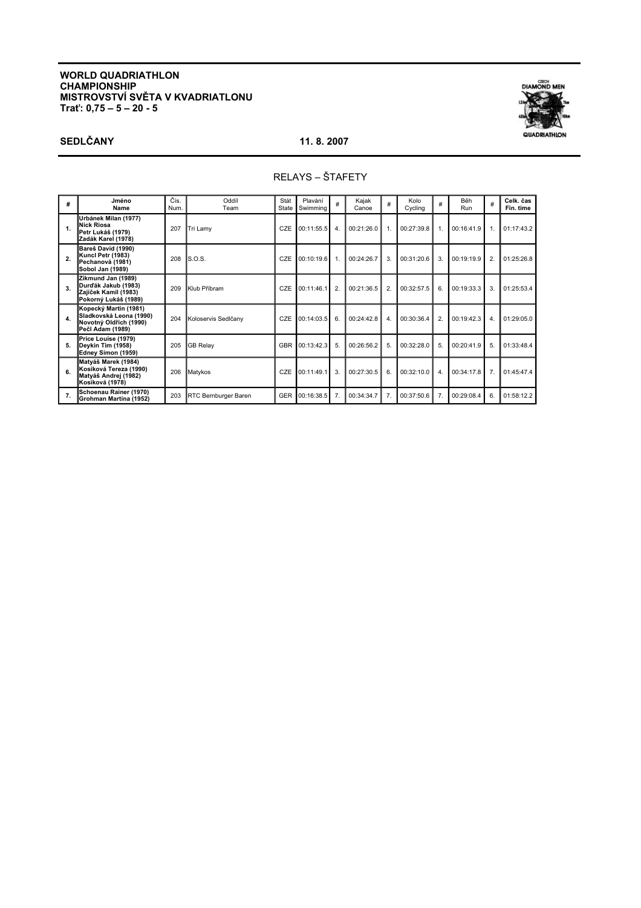**WORLD QUADRIATHLON CHAMPIONSHIP**
**MISTROVSTVÍ SVĚTA V KVADRIATLONU**
**Trať: 0,75 – 5 – 20 - 5**

**SEDLČANY** **11. 8. 2007**

## RELAYS – ŠTAFETY

| # | Jméno Name | Čís. Num. | Oddíl Team | Stát State | Plavání Swimming | # | Kajak Canoe | # | Kolo Cycling | # | Běh Run | # | Celk. čas Fin. time |
|---|---|---|---|---|---|---|---|---|---|---|---|---|---|
| 1. | Urbánek Milan (1977) Nick Riosa Petr Lukáš (1979) Zadák Karel (1978) | 207 | Tri Lamy | CZE | 00:11:55.5 | 4. | 00:21:26.0 | 1. | 00:27:39.8 | 1. | 00:16:41.9 | 1. | 01:17:43.2 |
| 2. | Bareš David (1990) Kuncl Petr (1983) Pechanová (1981) Sobol Jan (1989) | 208 | S.O.S. | CZE | 00:10:19.6 | 1. | 00:24:26.7 | 3. | 00:31:20.6 | 3. | 00:19:19.9 | 2. | 01:25:26.8 |
| 3. | Zikmund Jan (1989) Durďák Jakub (1983) Zajíček Kamil (1983) Pokorný Lukáš (1989) | 209 | Klub Příbram | CZE | 00:11:46.1 | 2. | 00:21:36.5 | 2. | 00:32:57.5 | 6. | 00:19:33.3 | 3. | 01:25:53.4 |
| 4. | Kopecký Martin (1981) Sladkovská Leona (1990) Novotný Oldřich (1990) Pečl Adam (1989) | 204 | Koloservis Sedlčany | CZE | 00:14:03.5 | 6. | 00:24:42.8 | 4. | 00:30:36.4 | 2. | 00:19:42.3 | 4. | 01:29:05.0 |
| 5. | Price Louise (1979) Deykin Tim (1958) Edney Simon (1959) | 205 | GB Relay | GBR | 00:13:42.3 | 5. | 00:26:56.2 | 5. | 00:32:28.0 | 5. | 00:20:41.9 | 5. | 01:33:48.4 |
| 6. | Matyáš Marek (1984) Kosíková Tereza (1990) Matyáš Andrej (1982) Kosíková (1978) | 206 | Matykos | CZE | 00:11:49.1 | 3. | 00:27:30.5 | 6. | 00:32:10.0 | 4. | 00:34:17.8 | 7. | 01:45:47.4 |
| 7. | Schoenau Rainer (1970) Grohman Martina (1952) | 203 | RTC Bernburger Baren | GER | 00:16:38.5 | 7. | 00:34:34.7 | 7. | 00:37:50.6 | 7. | 00:29:08.4 | 6. | 01:58:12.2 |